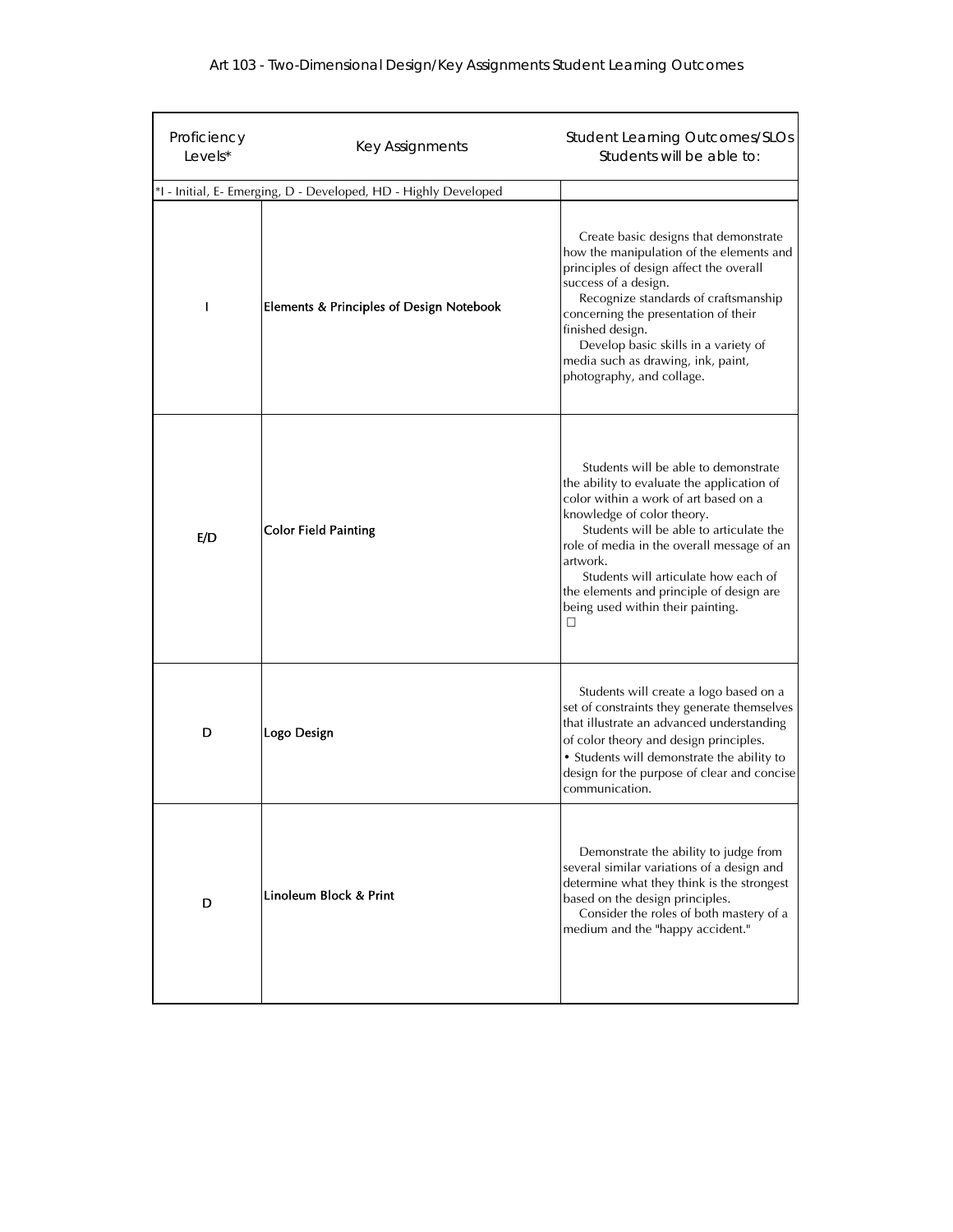# Art 103 - Two-Dimensional Design/Key Assignments Student Learning Outcomes

| Proficiency Levels* | Key Assignments | Student Learning Outcomes/SLOs Students will be able to: |
|---|---|---|
| *I - Initial, E- Emerging, D - Developed, HD - Highly Developed | | |
| I | Elements & Principles of Design Notebook | Create basic designs that demonstrate how the manipulation of the elements and principles of design affect the overall success of a design.<br>Recognize standards of craftsmanship concerning the presentation of their finished design.<br>Develop basic skills in a variety of media such as drawing, ink, paint, photography, and collage. |
| E/D | Color Field Painting | Students will be able to demonstrate the ability to evaluate the application of color within a work of art based on a knowledge of color theory.<br>Students will be able to articulate the role of media in the overall message of an artwork.<br>Students will articulate how each of the elements and principle of design are being used within their painting.<br>□ |
| D | Logo Design | Students will create a logo based on a set of constraints they generate themselves that illustrate an advanced understanding of color theory and design principles.<br>• Students will demonstrate the ability to design for the purpose of clear and concise communication. |
| D | Linoleum Block & Print | Demonstrate the ability to judge from several similar variations of a design and determine what they think is the strongest based on the design principles.<br>Consider the roles of both mastery of a medium and the "happy accident." |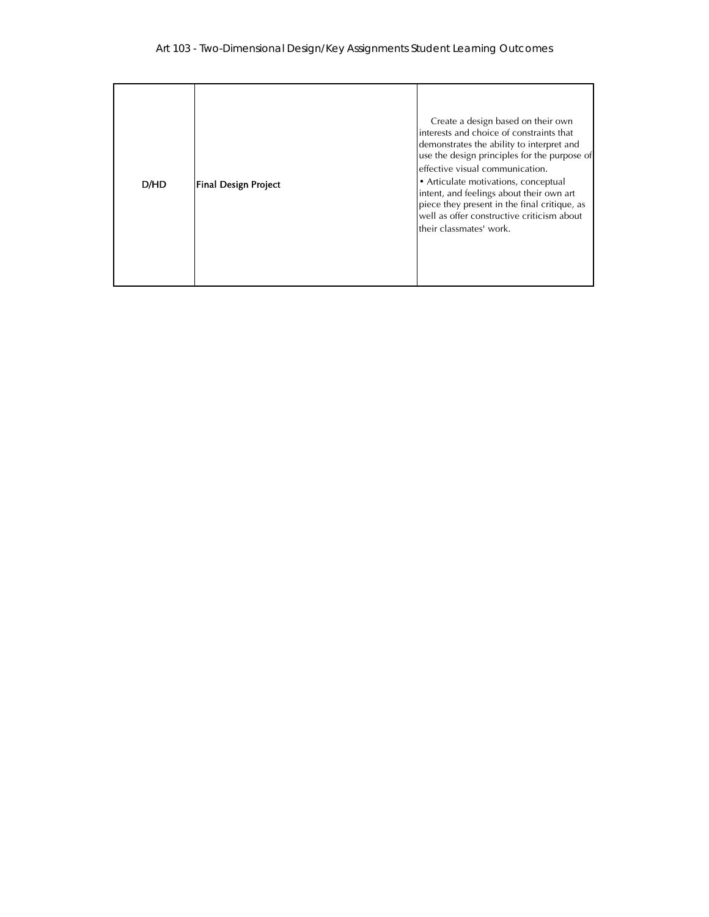| | | |
|---|---|---|
| D/HD | **Final Design Project** | Create a design based on their own interests and choice of constraints that demonstrates the ability to interpret and use the design principles for the purpose of effective visual communication.<br>• Articulate motivations, conceptual intent, and feelings about their own art piece they present in the final critique, as well as offer constructive criticism about their classmates' work. |